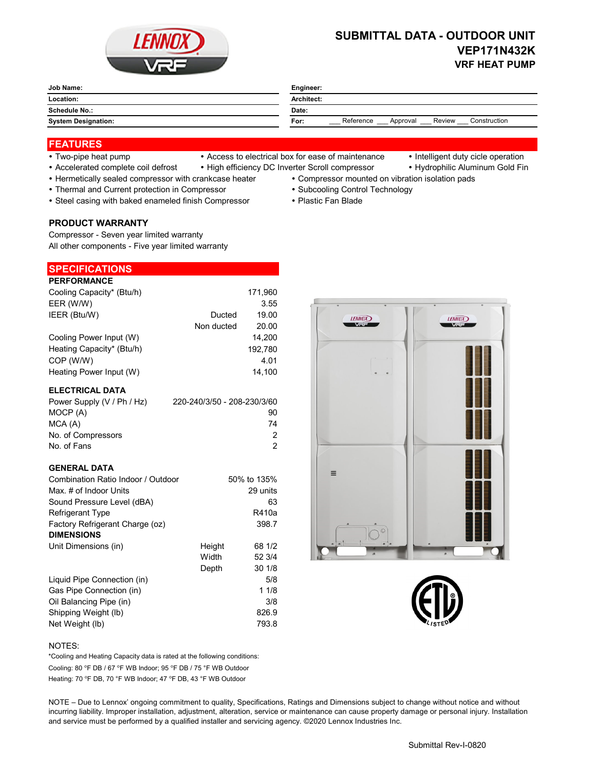# SUBMITTAL DATA - OUTDOOR UNIT
## VEP171N432K
### VRF HEAT PUMP

| | | | |
|---|---|---|---|
| **Job Name:** | | **Engineer:** | |
| **Location:** | | **Architect:** | |
| **Schedule No.:** | | **Date:** | |
| **System Designation:** | | **For:** | ___ Reference ___ Approval ___ Review ___ Construction |

## FEATURES

- Two-pipe heat pump
- Accelerated complete coil defrost
- Access to electrical box for ease of maintenance
- High efficiency DC Inverter Scroll compressor
- Intelligent duty cicle operation
- Hydrophilic Aluminum Gold Fin
- Hermetically sealed compressor with crankcase heater
- Thermal and Current protection in Compressor
- Steel casing with baked enameled finish Compressor
- Compressor mounted on vibration isolation pads
- Subcooling Control Technology
- Plastic Fan Blade

### PRODUCT WARRANTY

Compressor - Seven year limited warranty
All other components - Five year limited warranty

## SPECIFICATIONS

**PERFORMANCE**

| | | |
|---|---|---|
| Cooling Capacity* (Btu/h) | | 171,960 |
| EER (W/W) | | 3.55 |
| IEER (Btu/W) | Ducted | 19.00 |
| | Non ducted | 20.00 |
| Cooling Power Input (W) | | 14,200 |
| Heating Capacity* (Btu/h) | | 192,780 |
| COP (W/W) | | 4.01 |
| Heating Power Input (W) | | 14,100 |

**ELECTRICAL DATA**

| | |
|---|---|
| Power Supply (V / Ph / Hz) | 220-240/3/50 - 208-230/3/60 |
| MOCP (A) | 90 |
| MCA (A) | 74 |
| No. of Compressors | 2 |
| No. of Fans | 2 |

**GENERAL DATA**

| | | |
|---|---|---|
| Combination Ratio Indoor / Outdoor | | 50% to 135% |
| Max. # of Indoor Units | | 29 units |
| Sound Pressure Level (dBA) | | 63 |
| Refrigerant Type | | R410a |
| Factory Refrigerant Charge (oz) | | 398.7 |

**DIMENSIONS**

| | | |
|---|---|---|
| Unit Dimensions (in) | Height | 68 1/2 |
| | Width | 52 3/4 |
| | Depth | 30 1/8 |
| Liquid Pipe Connection (in) | | 5/8 |
| Gas Pipe Connection (in) | | 1 1/8 |
| Oil Balancing Pipe (in) | | 3/8 |
| Shipping Weight (lb) | | 826.9 |
| Net Weight (lb) | | 793.8 |

NOTES:
*Cooling and Heating Capacity data is rated at the following conditions:
Cooling: 80 °F DB / 67 °F WB Indoor; 95 °F DB / 75 °F WB Outdoor
Heating: 70 °F DB, 70 °F WB Indoor; 47 °F DB, 43 °F WB Outdoor

NOTE – Due to Lennox' ongoing commitment to quality, Specifications, Ratings and Dimensions subject to change without notice and without incurring liability. Improper installation, adjustment, alteration, service or maintenance can cause property damage or personal injury. Installation and service must be performed by a qualified installer and servicing agency. ©2020 Lennox Industries Inc.

Submittal Rev-I-0820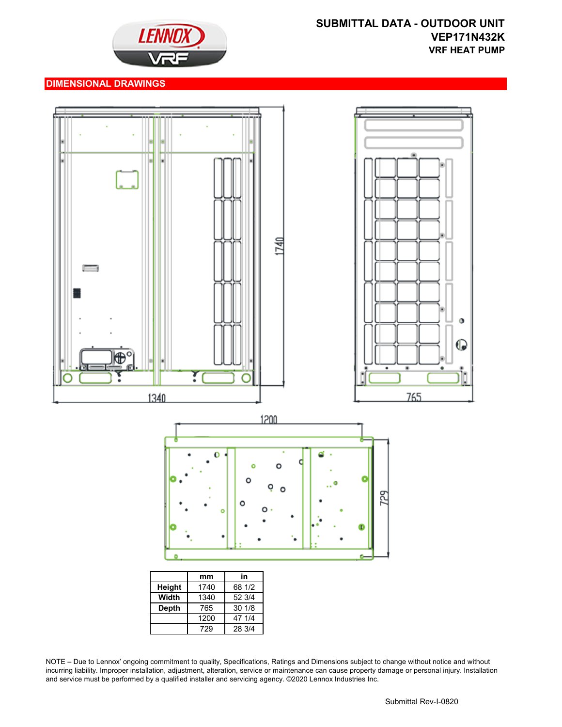SUBMITTAL DATA - OUTDOOR UNIT

**VEP171N432K**

**VRF HEAT PUMP**

## DIMENSIONAL DRAWINGS

1740

1340

765

1200

729

| | mm | in |
|---|---|---|
| **Height** | 1740 | 68 1/2 |
| **Width** | 1340 | 52 3/4 |
| **Depth** | 765 | 30 1/8 |
| | 1200 | 47 1/4 |
| | 729 | 28 3/4 |

NOTE – Due to Lennox' ongoing commitment to quality, Specifications, Ratings and Dimensions subject to change without notice and without incurring liability. Improper installation, adjustment, alteration, service or maintenance can cause property damage or personal injury. Installation and service must be performed by a qualified installer and servicing agency. ©2020 Lennox Industries Inc.

Submittal Rev-I-0820